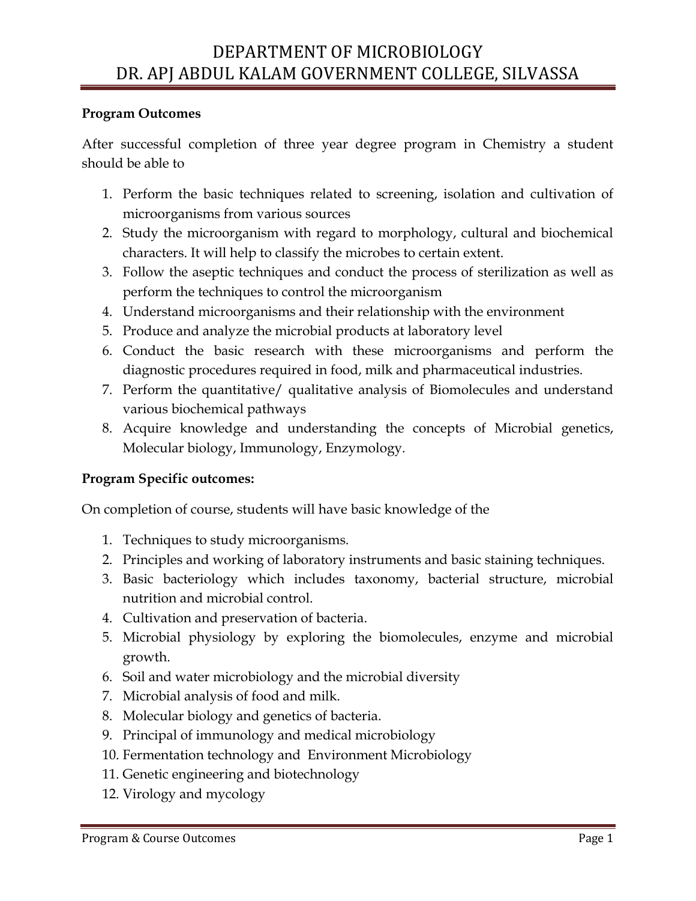# DEPARTMENT OF MICROBIOLOGY
# DR. APJ ABDUL KALAM GOVERNMENT COLLEGE, SILVASSA

**Program Outcomes**

After successful completion of three year degree program in Chemistry a student should be able to

1. Perform the basic techniques related to screening, isolation and cultivation of microorganisms from various sources
2. Study the microorganism with regard to morphology, cultural and biochemical characters. It will help to classify the microbes to certain extent.
3. Follow the aseptic techniques and conduct the process of sterilization as well as perform the techniques to control the microorganism
4. Understand microorganisms and their relationship with the environment
5. Produce and analyze the microbial products at laboratory level
6. Conduct the basic research with these microorganisms and perform the diagnostic procedures required in food, milk and pharmaceutical industries.
7. Perform the quantitative/ qualitative analysis of Biomolecules and understand various biochemical pathways
8. Acquire knowledge and understanding the concepts of Microbial genetics, Molecular biology, Immunology, Enzymology.

**Program Specific outcomes:**

On completion of course, students will have basic knowledge of the

1. Techniques to study microorganisms.
2. Principles and working of laboratory instruments and basic staining techniques.
3. Basic bacteriology which includes taxonomy, bacterial structure, microbial nutrition and microbial control.
4. Cultivation and preservation of bacteria.
5. Microbial physiology by exploring the biomolecules, enzyme and microbial growth.
6. Soil and water microbiology and the microbial diversity
7. Microbial analysis of food and milk.
8. Molecular biology and genetics of bacteria.
9. Principal of immunology and medical microbiology
10. Fermentation technology and Environment Microbiology
11. Genetic engineering and biotechnology
12. Virology and mycology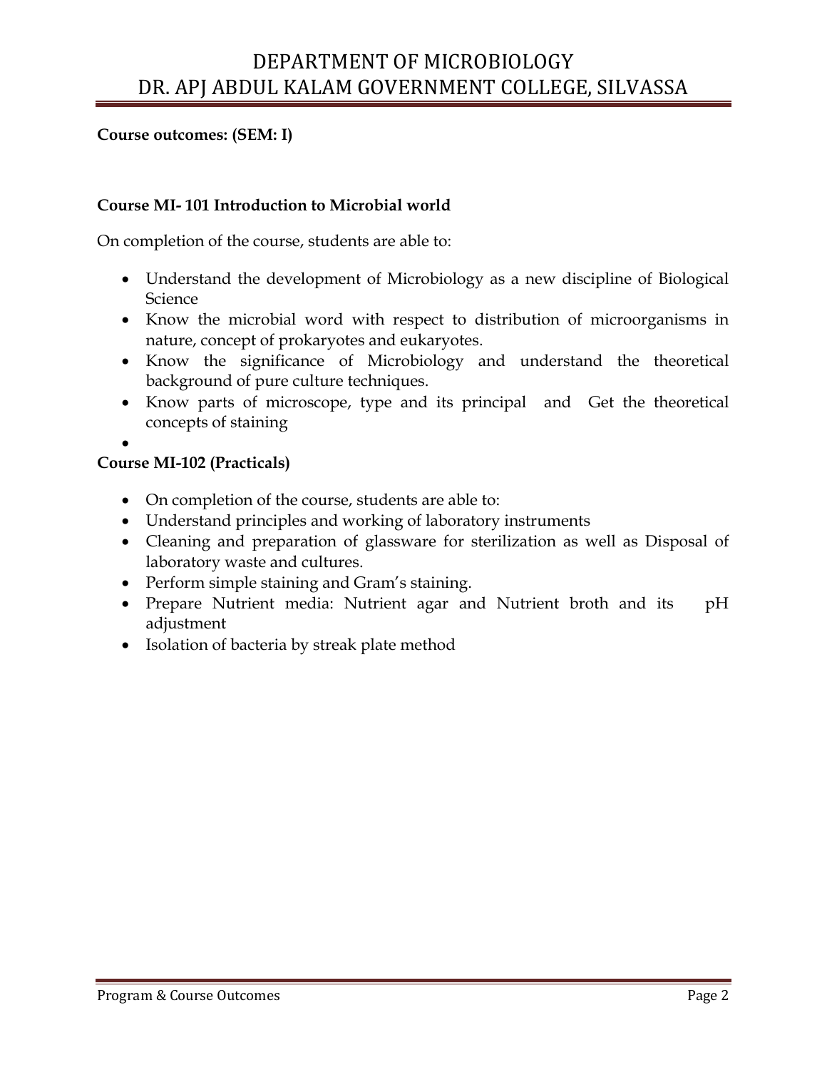**Course outcomes: (SEM: I)**

**Course MI- 101 Introduction to Microbial world**

On completion of the course, students are able to:

- Understand the development of Microbiology as a new discipline of Biological Science
- Know the microbial word with respect to distribution of microorganisms in nature, concept of prokaryotes and eukaryotes.
- Know the significance of Microbiology and understand the theoretical background of pure culture techniques.
- Know parts of microscope, type and its principal and Get the theoretical concepts of staining

**Course MI-102 (Practicals)**

- On completion of the course, students are able to:
- Understand principles and working of laboratory instruments
- Cleaning and preparation of glassware for sterilization as well as Disposal of laboratory waste and cultures.
- Perform simple staining and Gram's staining.
- Prepare Nutrient media: Nutrient agar and Nutrient broth and its pH adjustment
- Isolation of bacteria by streak plate method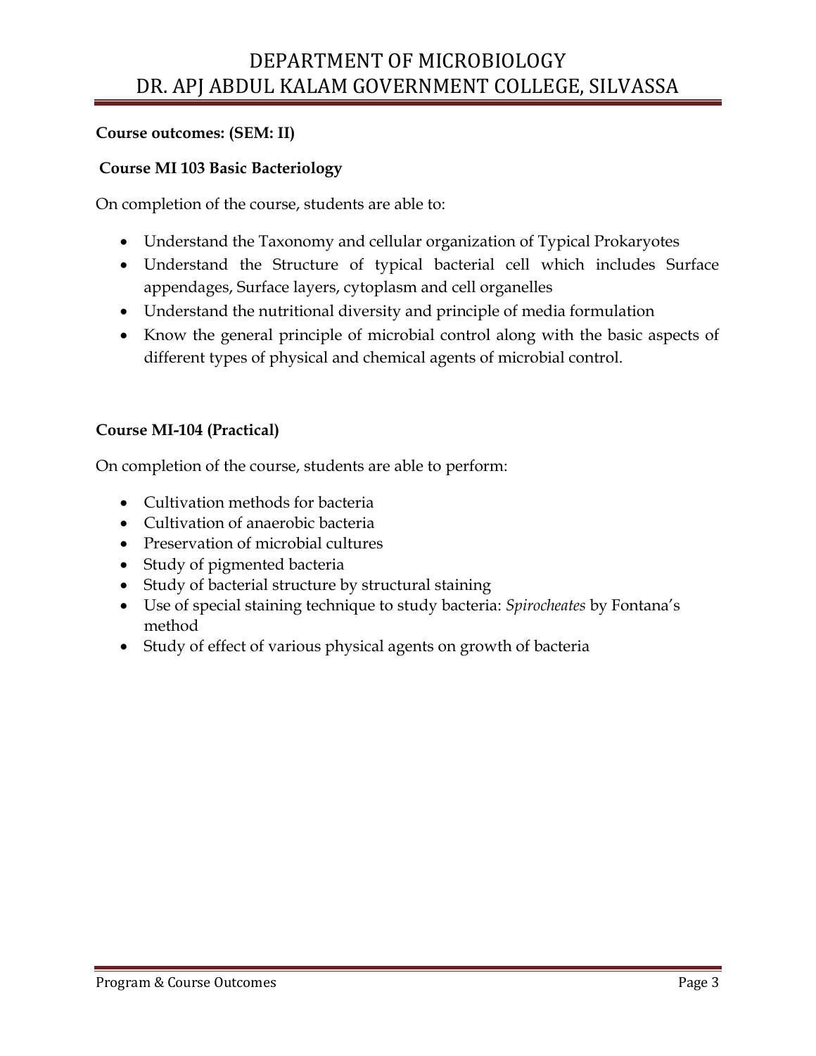**Course outcomes: (SEM: II)**

**Course MI 103 Basic Bacteriology**

On completion of the course, students are able to:

- Understand the Taxonomy and cellular organization of Typical Prokaryotes
- Understand the Structure of typical bacterial cell which includes Surface appendages, Surface layers, cytoplasm and cell organelles
- Understand the nutritional diversity and principle of media formulation
- Know the general principle of microbial control along with the basic aspects of different types of physical and chemical agents of microbial control.

**Course MI-104 (Practical)**

On completion of the course, students are able to perform:

- Cultivation methods for bacteria
- Cultivation of anaerobic bacteria
- Preservation of microbial cultures
- Study of pigmented bacteria
- Study of bacterial structure by structural staining
- Use of special staining technique to study bacteria: *Spirocheates* by Fontana's method
- Study of effect of various physical agents on growth of bacteria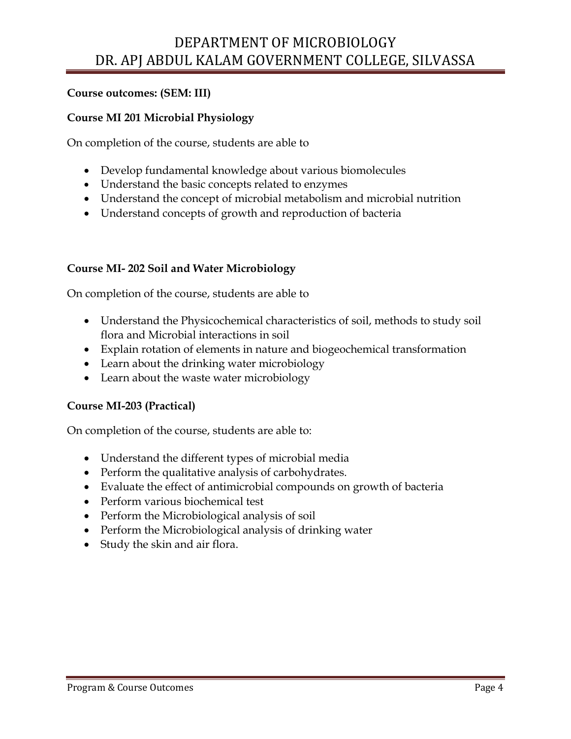**Course outcomes: (SEM: III)**

**Course MI 201 Microbial Physiology**

On completion of the course, students are able to

- Develop fundamental knowledge about various biomolecules
- Understand the basic concepts related to enzymes
- Understand the concept of microbial metabolism and microbial nutrition
- Understand concepts of growth and reproduction of bacteria

**Course MI- 202 Soil and Water Microbiology**

On completion of the course, students are able to

- Understand the Physicochemical characteristics of soil, methods to study soil flora and Microbial interactions in soil
- Explain rotation of elements in nature and biogeochemical transformation
- Learn about the drinking water microbiology
- Learn about the waste water microbiology

**Course MI-203 (Practical)**

On completion of the course, students are able to:

- Understand the different types of microbial media
- Perform the qualitative analysis of carbohydrates.
- Evaluate the effect of antimicrobial compounds on growth of bacteria
- Perform various biochemical test
- Perform the Microbiological analysis of soil
- Perform the Microbiological analysis of drinking water
- Study the skin and air flora.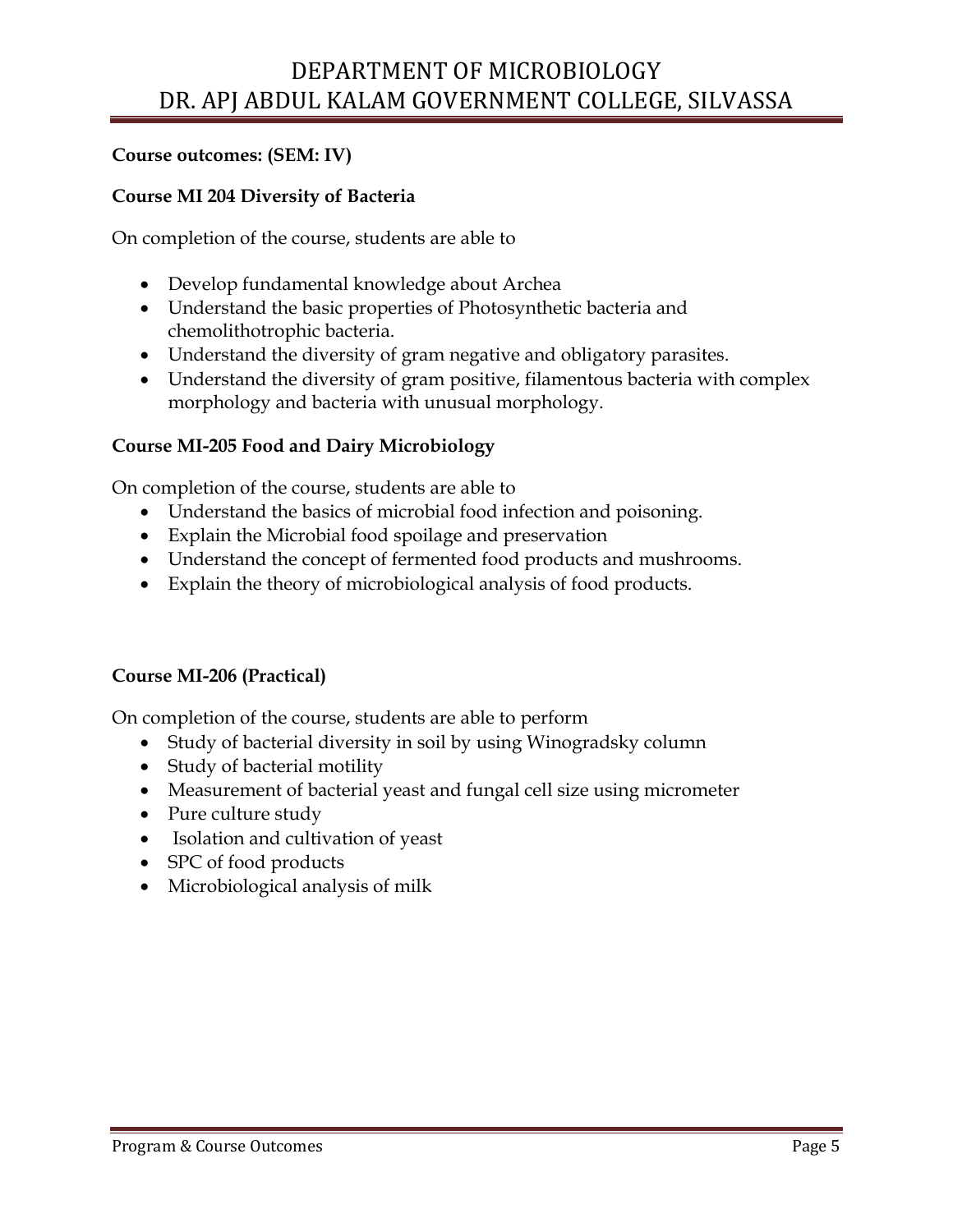**Course outcomes: (SEM: IV)**

**Course MI 204 Diversity of Bacteria**

On completion of the course, students are able to

- Develop fundamental knowledge about Archea
- Understand the basic properties of Photosynthetic bacteria and chemolithotrophic bacteria.
- Understand the diversity of gram negative and obligatory parasites.
- Understand the diversity of gram positive, filamentous bacteria with complex morphology and bacteria with unusual morphology.

**Course MI-205 Food and Dairy Microbiology**

On completion of the course, students are able to

- Understand the basics of microbial food infection and poisoning.
- Explain the Microbial food spoilage and preservation
- Understand the concept of fermented food products and mushrooms.
- Explain the theory of microbiological analysis of food products.

**Course MI-206 (Practical)**

On completion of the course, students are able to perform

- Study of bacterial diversity in soil by using Winogradsky column
- Study of bacterial motility
- Measurement of bacterial yeast and fungal cell size using micrometer
- Pure culture study
- Isolation and cultivation of yeast
- SPC of food products
- Microbiological analysis of milk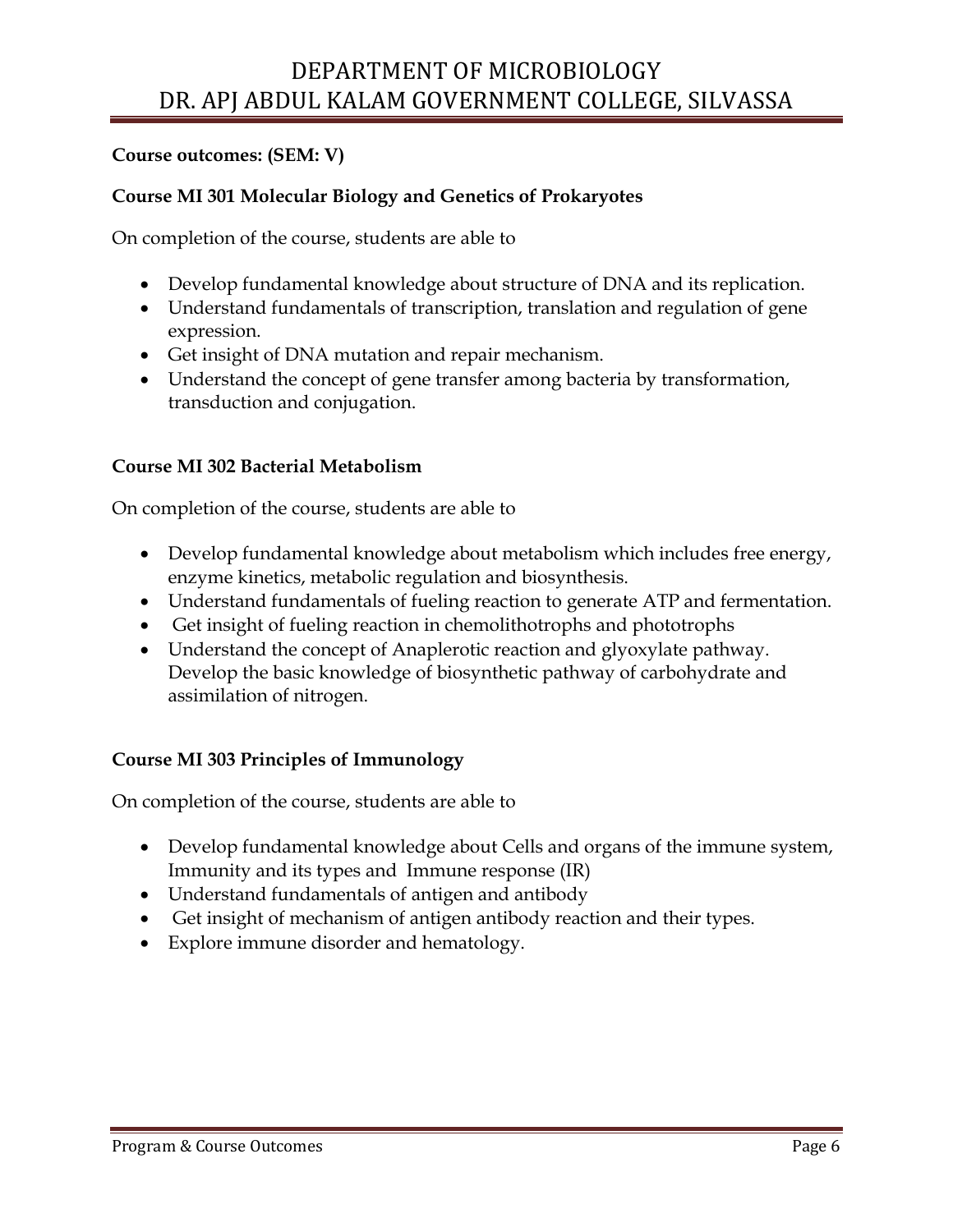**Course outcomes: (SEM: V)**

**Course MI 301 Molecular Biology and Genetics of Prokaryotes**

On completion of the course, students are able to

- Develop fundamental knowledge about structure of DNA and its replication.
- Understand fundamentals of transcription, translation and regulation of gene expression.
- Get insight of DNA mutation and repair mechanism.
- Understand the concept of gene transfer among bacteria by transformation, transduction and conjugation.

**Course MI 302 Bacterial Metabolism**

On completion of the course, students are able to

- Develop fundamental knowledge about metabolism which includes free energy, enzyme kinetics, metabolic regulation and biosynthesis.
- Understand fundamentals of fueling reaction to generate ATP and fermentation.
- Get insight of fueling reaction in chemolithotrophs and phototrophs
- Understand the concept of Anaplerotic reaction and glyoxylate pathway. Develop the basic knowledge of biosynthetic pathway of carbohydrate and assimilation of nitrogen.

**Course MI 303 Principles of Immunology**

On completion of the course, students are able to

- Develop fundamental knowledge about Cells and organs of the immune system, Immunity and its types and Immune response (IR)
- Understand fundamentals of antigen and antibody
- Get insight of mechanism of antigen antibody reaction and their types.
- Explore immune disorder and hematology.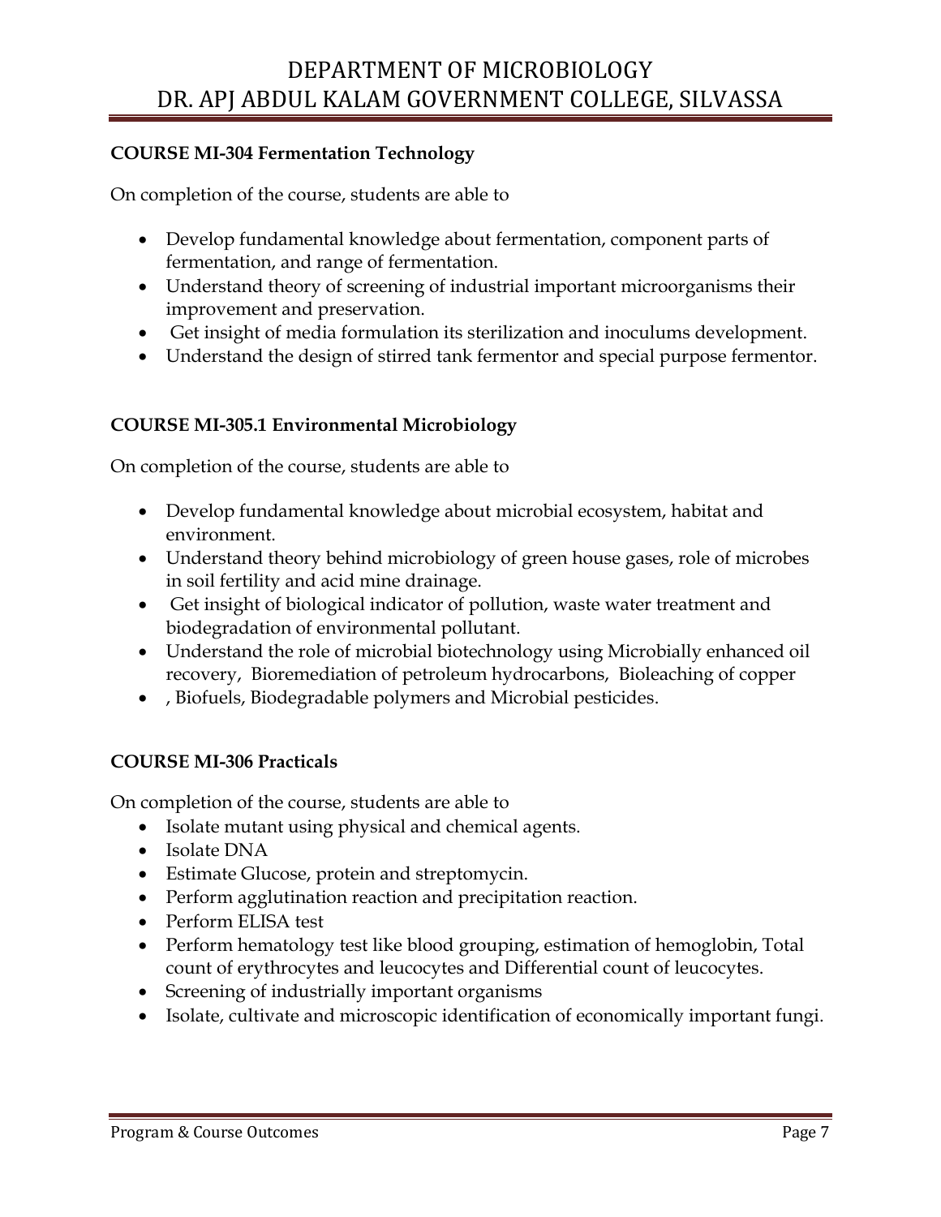**COURSE MI-304 Fermentation Technology**

On completion of the course, students are able to

- Develop fundamental knowledge about fermentation, component parts of fermentation, and range of fermentation.
- Understand theory of screening of industrial important microorganisms their improvement and preservation.
- Get insight of media formulation its sterilization and inoculums development.
- Understand the design of stirred tank fermentor and special purpose fermentor.

**COURSE MI-305.1 Environmental Microbiology**

On completion of the course, students are able to

- Develop fundamental knowledge about microbial ecosystem, habitat and environment.
- Understand theory behind microbiology of green house gases, role of microbes in soil fertility and acid mine drainage.
- Get insight of biological indicator of pollution, waste water treatment and biodegradation of environmental pollutant.
- Understand the role of microbial biotechnology using Microbially enhanced oil recovery, Bioremediation of petroleum hydrocarbons, Bioleaching of copper
- , Biofuels, Biodegradable polymers and Microbial pesticides.

**COURSE MI-306 Practicals**

On completion of the course, students are able to

- Isolate mutant using physical and chemical agents.
- Isolate DNA
- Estimate Glucose, protein and streptomycin.
- Perform agglutination reaction and precipitation reaction.
- Perform ELISA test
- Perform hematology test like blood grouping, estimation of hemoglobin, Total count of erythrocytes and leucocytes and Differential count of leucocytes.
- Screening of industrially important organisms
- Isolate, cultivate and microscopic identification of economically important fungi.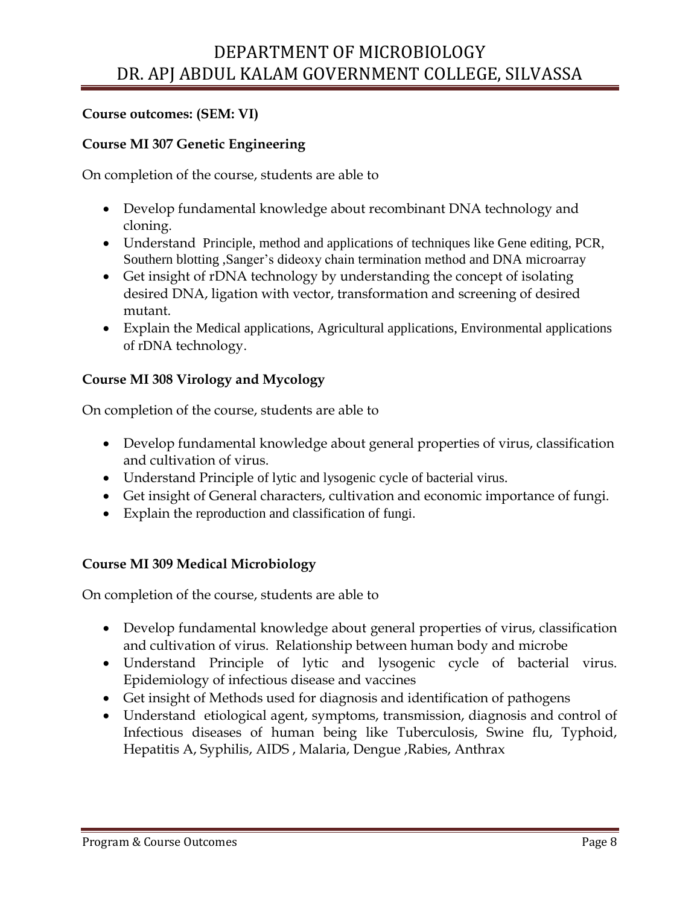**Course outcomes: (SEM: VI)**

**Course MI 307 Genetic Engineering**

On completion of the course, students are able to

- Develop fundamental knowledge about recombinant DNA technology and cloning.
- Understand Principle, method and applications of techniques like Gene editing, PCR, Southern blotting ,Sanger's dideoxy chain termination method and DNA microarray
- Get insight of rDNA technology by understanding the concept of isolating desired DNA, ligation with vector, transformation and screening of desired mutant.
- Explain the Medical applications, Agricultural applications, Environmental applications of rDNA technology.

**Course MI 308 Virology and Mycology**

On completion of the course, students are able to

- Develop fundamental knowledge about general properties of virus, classification and cultivation of virus.
- Understand Principle of lytic and lysogenic cycle of bacterial virus.
- Get insight of General characters, cultivation and economic importance of fungi.
- Explain the reproduction and classification of fungi.

**Course MI 309 Medical Microbiology**

On completion of the course, students are able to

- Develop fundamental knowledge about general properties of virus, classification and cultivation of virus. Relationship between human body and microbe
- Understand Principle of lytic and lysogenic cycle of bacterial virus. Epidemiology of infectious disease and vaccines
- Get insight of Methods used for diagnosis and identification of pathogens
- Understand etiological agent, symptoms, transmission, diagnosis and control of Infectious diseases of human being like Tuberculosis, Swine flu, Typhoid, Hepatitis A, Syphilis, AIDS , Malaria, Dengue ,Rabies, Anthrax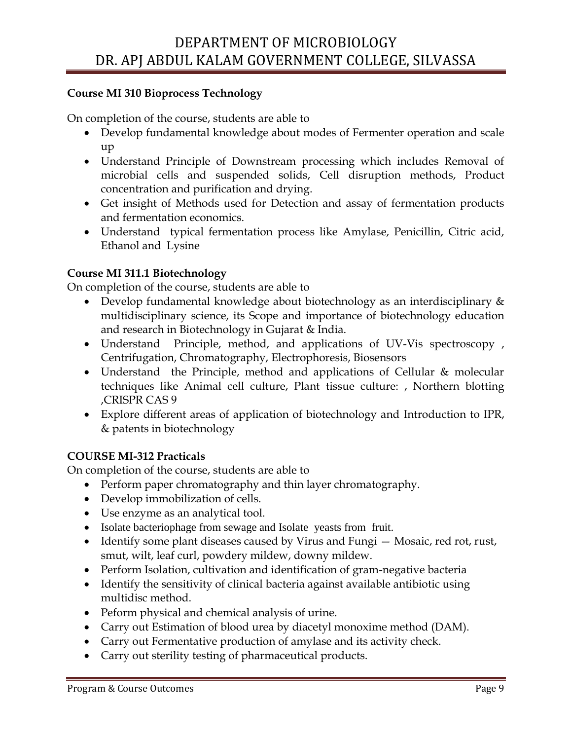**Course MI 310 Bioprocess Technology**

On completion of the course, students are able to

- Develop fundamental knowledge about modes of Fermenter operation and scale up
- Understand Principle of Downstream processing which includes Removal of microbial cells and suspended solids, Cell disruption methods, Product concentration and purification and drying.
- Get insight of Methods used for Detection and assay of fermentation products and fermentation economics.
- Understand typical fermentation process like Amylase, Penicillin, Citric acid, Ethanol and Lysine

**Course MI 311.1 Biotechnology**

On completion of the course, students are able to

- Develop fundamental knowledge about biotechnology as an interdisciplinary & multidisciplinary science, its Scope and importance of biotechnology education and research in Biotechnology in Gujarat & India.
- Understand Principle, method, and applications of UV-Vis spectroscopy , Centrifugation, Chromatography, Electrophoresis, Biosensors
- Understand the Principle, method and applications of Cellular & molecular techniques like Animal cell culture, Plant tissue culture: , Northern blotting ,CRISPR CAS 9
- Explore different areas of application of biotechnology and Introduction to IPR, & patents in biotechnology

**COURSE MI-312 Practicals**

On completion of the course, students are able to

- Perform paper chromatography and thin layer chromatography.
- Develop immobilization of cells.
- Use enzyme as an analytical tool.
- Isolate bacteriophage from sewage and Isolate yeasts from fruit.
- Identify some plant diseases caused by Virus and Fungi — Mosaic, red rot, rust, smut, wilt, leaf curl, powdery mildew, downy mildew.
- Perform Isolation, cultivation and identification of gram-negative bacteria
- Identify the sensitivity of clinical bacteria against available antibiotic using multidisc method.
- Peform physical and chemical analysis of urine.
- Carry out Estimation of blood urea by diacetyl monoxime method (DAM).
- Carry out Fermentative production of amylase and its activity check.
- Carry out sterility testing of pharmaceutical products.